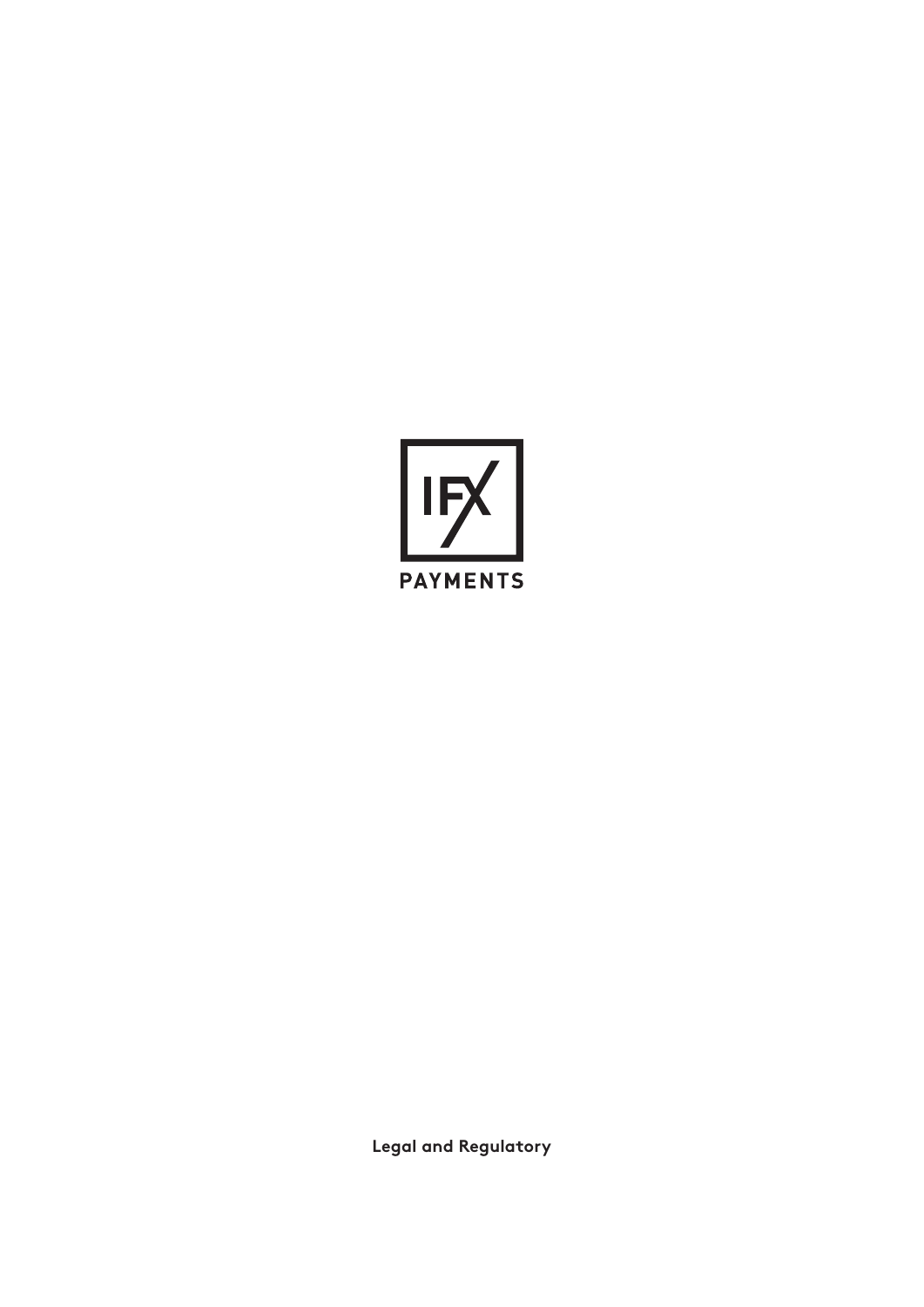IFX

PAYMENTS

Legal and Regulatory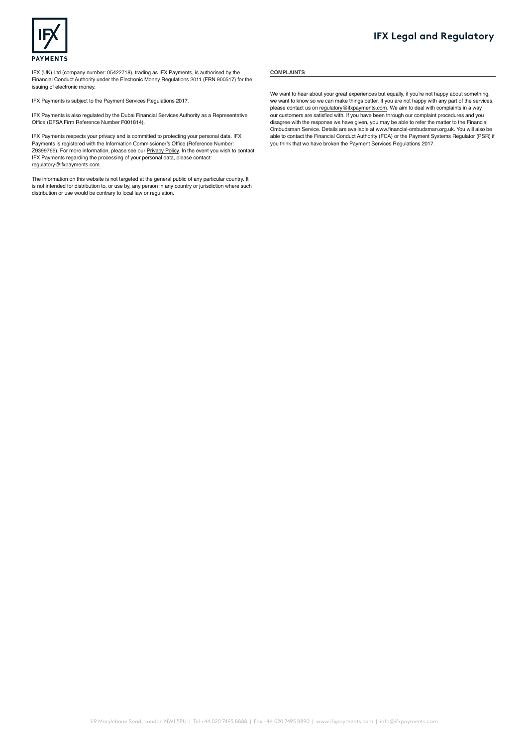# IFX Legal and Regulatory

IFX (UK) Ltd (company number: 05422718), trading as IFX Payments, is authorised by the Financial Conduct Authority under the Electronic Money Regulations 2011 (FRN 900517) for the issuing of electronic money.

IFX Payments is subject to the Payment Services Regulations 2017.

IFX Payments is also regulated by the Dubai Financial Services Authority as a Representative Office (DFSA Firm Reference Number F001814).

IFX Payments respects your privacy and is committed to protecting your personal data. IFX Payments is registered with the Information Commissioner's Office (Reference Number: Z9399766). For more information, please see our Privacy Policy. In the event you wish to contact IFX Payments regarding the processing of your personal data, please contact: regulatory@ifxpayments.com.

The information on this website is not targeted at the general public of any particular country. It is not intended for distribution to, or use by, any person in any country or jurisdiction where such distribution or use would be contrary to local law or regulation.

## COMPLAINTS

We want to hear about your great experiences but equally, if you're not happy about something, we want to know so we can make things better. If you are not happy with any part of the services, please contact us on regulatory@ifxpayments.com. We aim to deal with complaints in a way our customers are satisfied with. If you have been through our complaint procedures and you disagree with the response we have given, you may be able to refer the matter to the Financial Ombudsman Service. Details are available at www.financial-ombudsman.org.uk. You will also be able to contact the Financial Conduct Authority (FCA) or the Payment Systems Regulator (PSR) if you think that we have broken the Payment Services Regulations 2017.